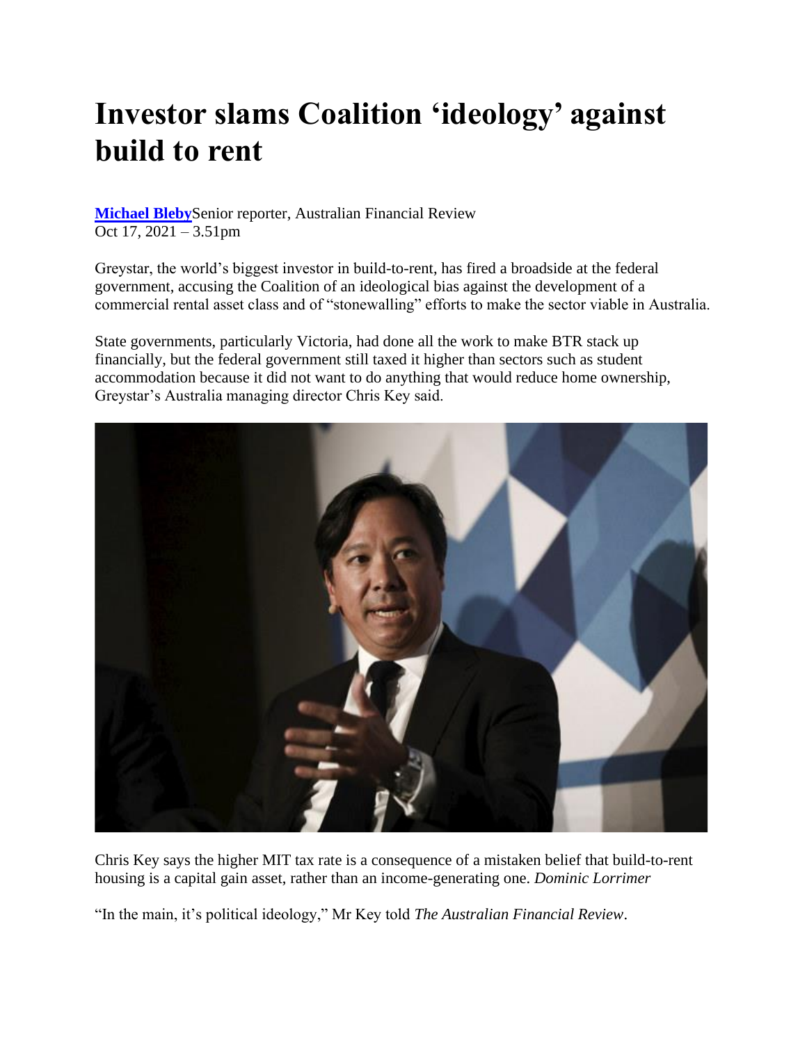# Investor slams Coalition 'ideology' against build to rent

**Michael Bleby** Senior reporter, Australian Financial Review
Oct 17, 2021 – 3.51pm

Greystar, the world's biggest investor in build-to-rent, has fired a broadside at the federal government, accusing the Coalition of an ideological bias against the development of a commercial rental asset class and of "stonewalling" efforts to make the sector viable in Australia.

State governments, particularly Victoria, had done all the work to make BTR stack up financially, but the federal government still taxed it higher than sectors such as student accommodation because it did not want to do anything that would reduce home ownership, Greystar's Australia managing director Chris Key said.

Chris Key says the higher MIT tax rate is a consequence of a mistaken belief that build-to-rent housing is a capital gain asset, rather than an income-generating one. *Dominic Lorrimer*

"In the main, it's political ideology," Mr Key told *The Australian Financial Review*.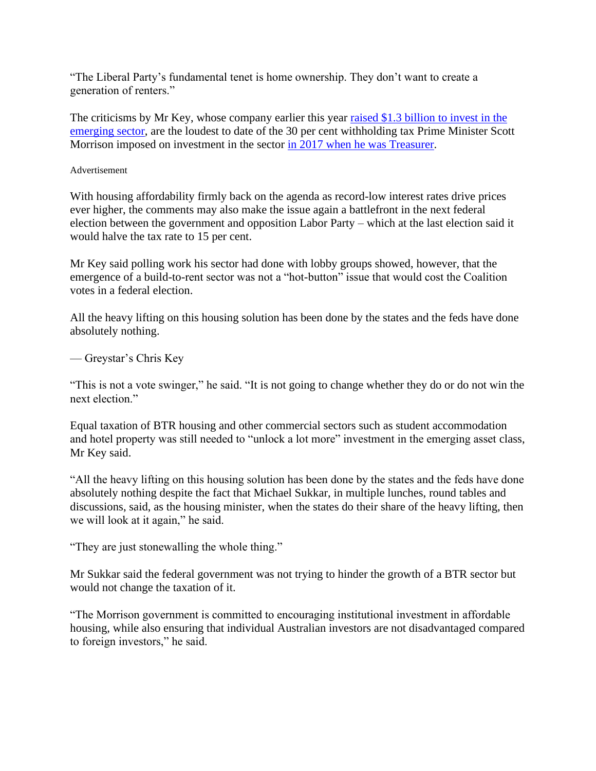"The Liberal Party's fundamental tenet is home ownership. They don't want to create a generation of renters."

The criticisms by Mr Key, whose company earlier this year [raised $1.3 billion to invest in the emerging sector](), are the loudest to date of the 30 per cent withholding tax Prime Minister Scott Morrison imposed on investment in the sector [in 2017 when he was Treasurer]().

Advertisement

With housing affordability firmly back on the agenda as record-low interest rates drive prices ever higher, the comments may also make the issue again a battlefront in the next federal election between the government and opposition Labor Party – which at the last election said it would halve the tax rate to 15 per cent.

Mr Key said polling work his sector had done with lobby groups showed, however, that the emergence of a build-to-rent sector was not a "hot-button" issue that would cost the Coalition votes in a federal election.

All the heavy lifting on this housing solution has been done by the states and the feds have done absolutely nothing.

— Greystar's Chris Key

"This is not a vote swinger," he said. "It is not going to change whether they do or do not win the next election."

Equal taxation of BTR housing and other commercial sectors such as student accommodation and hotel property was still needed to "unlock a lot more" investment in the emerging asset class, Mr Key said.

"All the heavy lifting on this housing solution has been done by the states and the feds have done absolutely nothing despite the fact that Michael Sukkar, in multiple lunches, round tables and discussions, said, as the housing minister, when the states do their share of the heavy lifting, then we will look at it again," he said.

"They are just stonewalling the whole thing."

Mr Sukkar said the federal government was not trying to hinder the growth of a BTR sector but would not change the taxation of it.

"The Morrison government is committed to encouraging institutional investment in affordable housing, while also ensuring that individual Australian investors are not disadvantaged compared to foreign investors," he said.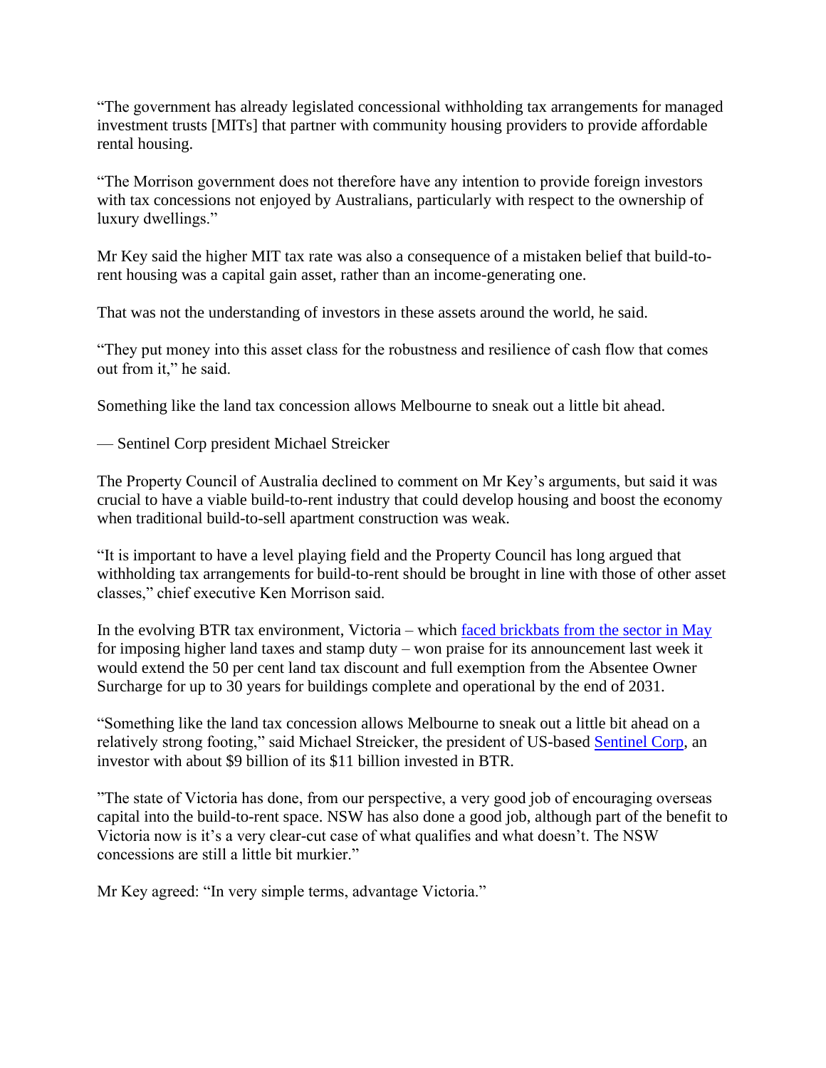"The government has already legislated concessional withholding tax arrangements for managed investment trusts [MITs] that partner with community housing providers to provide affordable rental housing.

"The Morrison government does not therefore have any intention to provide foreign investors with tax concessions not enjoyed by Australians, particularly with respect to the ownership of luxury dwellings."

Mr Key said the higher MIT tax rate was also a consequence of a mistaken belief that build-to-rent housing was a capital gain asset, rather than an income-generating one.

That was not the understanding of investors in these assets around the world, he said.

"They put money into this asset class for the robustness and resilience of cash flow that comes out from it," he said.

Something like the land tax concession allows Melbourne to sneak out a little bit ahead.

— Sentinel Corp president Michael Streicker

The Property Council of Australia declined to comment on Mr Key's arguments, but said it was crucial to have a viable build-to-rent industry that could develop housing and boost the economy when traditional build-to-sell apartment construction was weak.

"It is important to have a level playing field and the Property Council has long argued that withholding tax arrangements for build-to-rent should be brought in line with those of other asset classes," chief executive Ken Morrison said.

In the evolving BTR tax environment, Victoria – which [faced brickbats from the sector in May](#) for imposing higher land taxes and stamp duty – won praise for its announcement last week it would extend the 50 per cent land tax discount and full exemption from the Absentee Owner Surcharge for up to 30 years for buildings complete and operational by the end of 2031.

"Something like the land tax concession allows Melbourne to sneak out a little bit ahead on a relatively strong footing," said Michael Streicker, the president of US-based [Sentinel Corp](#), an investor with about $9 billion of its $11 billion invested in BTR.

"The state of Victoria has done, from our perspective, a very good job of encouraging overseas capital into the build-to-rent space. NSW has also done a good job, although part of the benefit to Victoria now is it's a very clear-cut case of what qualifies and what doesn't. The NSW concessions are still a little bit murkier."

Mr Key agreed: "In very simple terms, advantage Victoria."